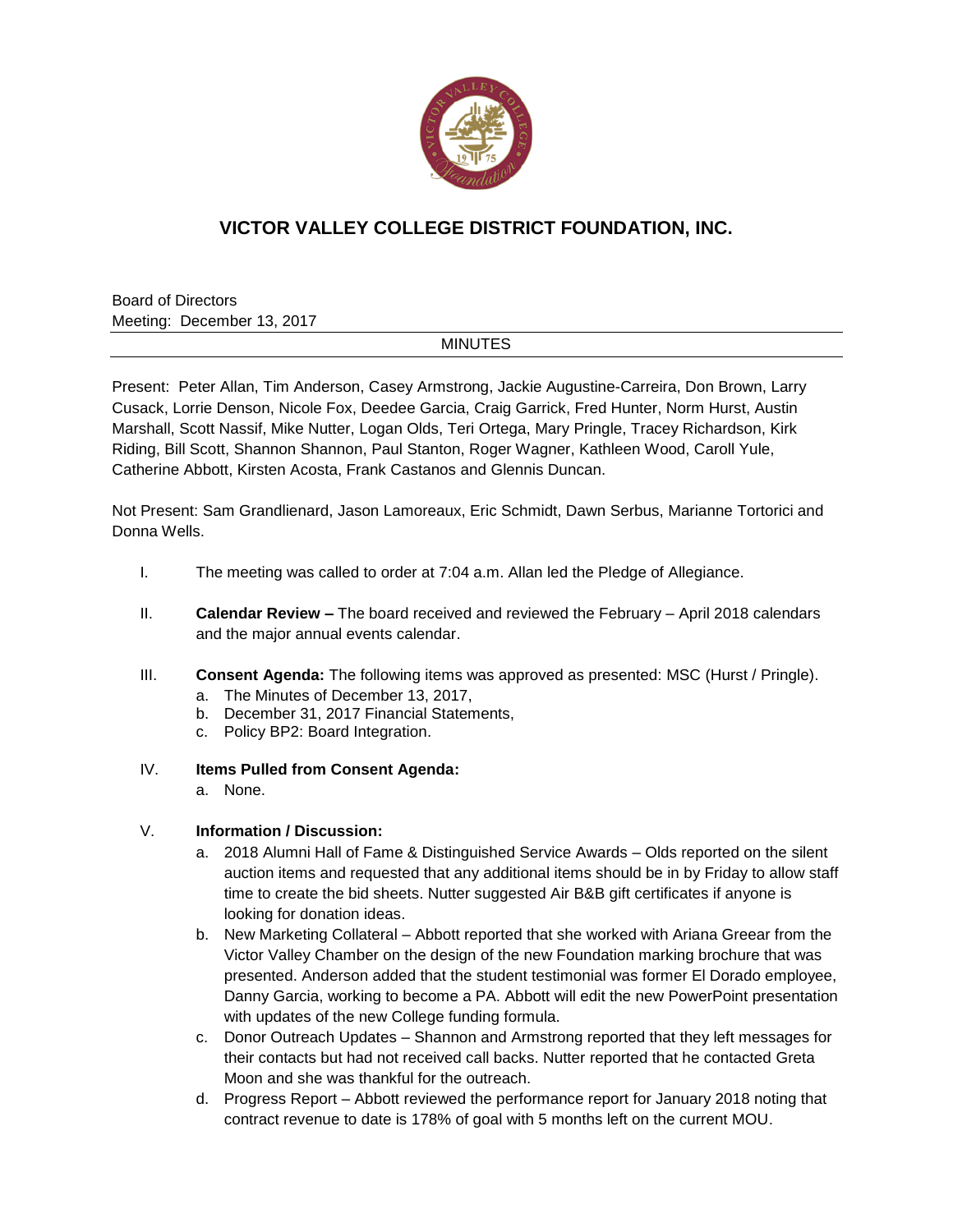# VICTOR VALLEY COLLEGE DISTRICT FOUNDATION, INC.

Board of Directors
Meeting: December 13, 2017

MINUTES

Present: Peter Allan, Tim Anderson, Casey Armstrong, Jackie Augustine-Carreira, Don Brown, Larry Cusack, Lorrie Denson, Nicole Fox, Deedee Garcia, Craig Garrick, Fred Hunter, Norm Hurst, Austin Marshall, Scott Nassif, Mike Nutter, Logan Olds, Teri Ortega, Mary Pringle, Tracey Richardson, Kirk Riding, Bill Scott, Shannon Shannon, Paul Stanton, Roger Wagner, Kathleen Wood, Caroll Yule, Catherine Abbott, Kirsten Acosta, Frank Castanos and Glennis Duncan.

Not Present: Sam Grandlienard, Jason Lamoreaux, Eric Schmidt, Dawn Serbus, Marianne Tortorici and Donna Wells.

I. The meeting was called to order at 7:04 a.m. Allan led the Pledge of Allegiance.

II. **Calendar Review –** The board received and reviewed the February – April 2018 calendars and the major annual events calendar.

III. **Consent Agenda:** The following items was approved as presented: MSC (Hurst / Pringle).
   a. The Minutes of December 13, 2017,
   b. December 31, 2017 Financial Statements,
   c. Policy BP2: Board Integration.

IV. **Items Pulled from Consent Agenda:**
   a. None.

V. **Information / Discussion:**
   a. 2018 Alumni Hall of Fame & Distinguished Service Awards – Olds reported on the silent auction items and requested that any additional items should be in by Friday to allow staff time to create the bid sheets. Nutter suggested Air B&B gift certificates if anyone is looking for donation ideas.
   b. New Marketing Collateral – Abbott reported that she worked with Ariana Greear from the Victor Valley Chamber on the design of the new Foundation marking brochure that was presented. Anderson added that the student testimonial was former El Dorado employee, Danny Garcia, working to become a PA. Abbott will edit the new PowerPoint presentation with updates of the new College funding formula.
   c. Donor Outreach Updates – Shannon and Armstrong reported that they left messages for their contacts but had not received call backs. Nutter reported that he contacted Greta Moon and she was thankful for the outreach.
   d. Progress Report – Abbott reviewed the performance report for January 2018 noting that contract revenue to date is 178% of goal with 5 months left on the current MOU.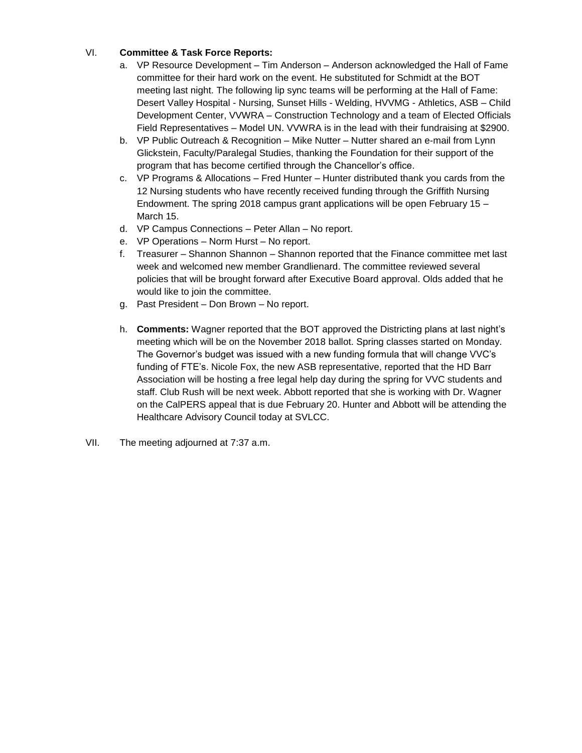VI. **Committee & Task Force Reports:**

a. VP Resource Development – Tim Anderson – Anderson acknowledged the Hall of Fame committee for their hard work on the event. He substituted for Schmidt at the BOT meeting last night. The following lip sync teams will be performing at the Hall of Fame: Desert Valley Hospital - Nursing, Sunset Hills - Welding, HVVMG - Athletics, ASB – Child Development Center, VVWRA – Construction Technology and a team of Elected Officials Field Representatives – Model UN. VVWRA is in the lead with their fundraising at $2900.

b. VP Public Outreach & Recognition – Mike Nutter – Nutter shared an e-mail from Lynn Glickstein, Faculty/Paralegal Studies, thanking the Foundation for their support of the program that has become certified through the Chancellor's office.

c. VP Programs & Allocations – Fred Hunter – Hunter distributed thank you cards from the 12 Nursing students who have recently received funding through the Griffith Nursing Endowment. The spring 2018 campus grant applications will be open February 15 – March 15.

d. VP Campus Connections – Peter Allan – No report.

e. VP Operations – Norm Hurst – No report.

f. Treasurer – Shannon Shannon – Shannon reported that the Finance committee met last week and welcomed new member Grandlienard. The committee reviewed several policies that will be brought forward after Executive Board approval. Olds added that he would like to join the committee.

g. Past President – Don Brown – No report.

h. **Comments:** Wagner reported that the BOT approved the Districting plans at last night's meeting which will be on the November 2018 ballot. Spring classes started on Monday. The Governor's budget was issued with a new funding formula that will change VVC's funding of FTE's. Nicole Fox, the new ASB representative, reported that the HD Barr Association will be hosting a free legal help day during the spring for VVC students and staff. Club Rush will be next week. Abbott reported that she is working with Dr. Wagner on the CalPERS appeal that is due February 20. Hunter and Abbott will be attending the Healthcare Advisory Council today at SVLCC.

VII. The meeting adjourned at 7:37 a.m.